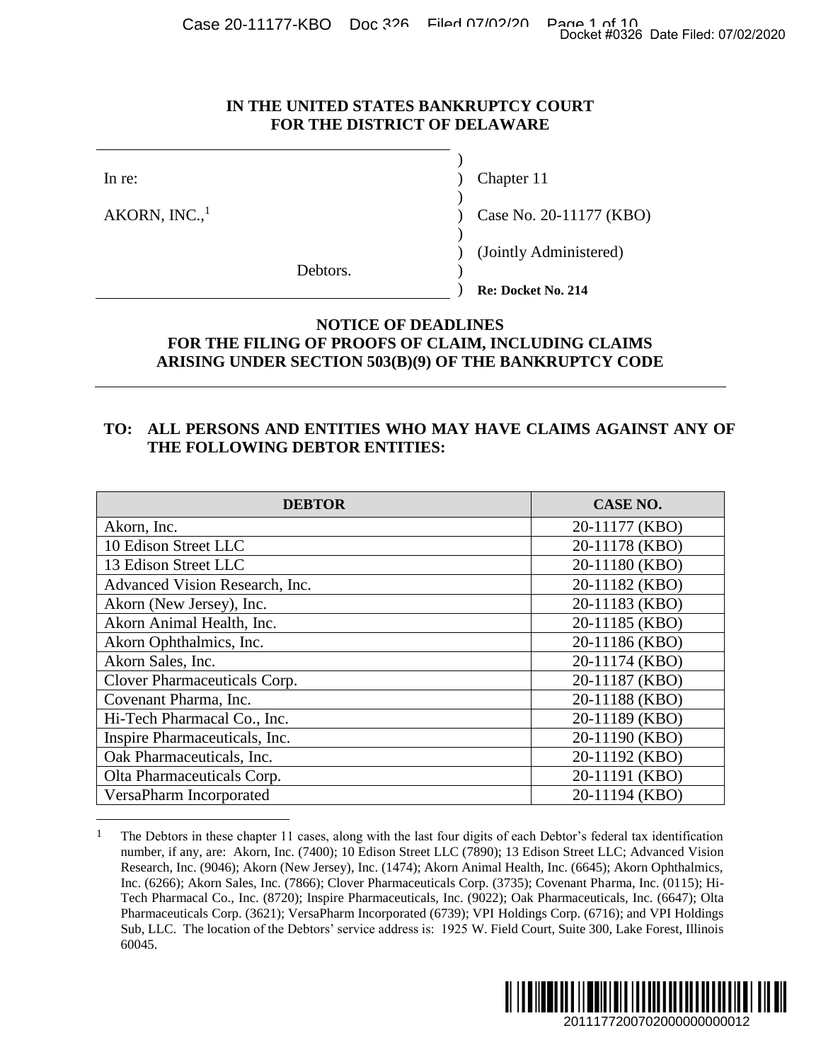# IN THE UNITED STATES BANKRUPTCY COURT FOR THE DISTRICT OF DELAWARE

| | |
|---|---|
| In re: | Chapter 11 |
| AKORN, INC.,[1] | Case No. 20-11177 (KBO) |
| | (Jointly Administered) |
| Debtors. | |
| | **Re: Docket No. 214** |

## NOTICE OF DEADLINES FOR THE FILING OF PROOFS OF CLAIM, INCLUDING CLAIMS ARISING UNDER SECTION 503(B)(9) OF THE BANKRUPTCY CODE

**TO: ALL PERSONS AND ENTITIES WHO MAY HAVE CLAIMS AGAINST ANY OF THE FOLLOWING DEBTOR ENTITIES:**

| DEBTOR | CASE NO. |
|---|---|
| Akorn, Inc. | 20-11177 (KBO) |
| 10 Edison Street LLC | 20-11178 (KBO) |
| 13 Edison Street LLC | 20-11180 (KBO) |
| Advanced Vision Research, Inc. | 20-11182 (KBO) |
| Akorn (New Jersey), Inc. | 20-11183 (KBO) |
| Akorn Animal Health, Inc. | 20-11185 (KBO) |
| Akorn Ophthalmics, Inc. | 20-11186 (KBO) |
| Akorn Sales, Inc. | 20-11174 (KBO) |
| Clover Pharmaceuticals Corp. | 20-11187 (KBO) |
| Covenant Pharma, Inc. | 20-11188 (KBO) |
| Hi-Tech Pharmacal Co., Inc. | 20-11189 (KBO) |
| Inspire Pharmaceuticals, Inc. | 20-11190 (KBO) |
| Oak Pharmaceuticals, Inc. | 20-11192 (KBO) |
| Olta Pharmaceuticals Corp. | 20-11191 (KBO) |
| VersaPharm Incorporated | 20-11194 (KBO) |

[1] The Debtors in these chapter 11 cases, along with the last four digits of each Debtor's federal tax identification number, if any, are: Akorn, Inc. (7400); 10 Edison Street LLC (7890); 13 Edison Street LLC; Advanced Vision Research, Inc. (9046); Akorn (New Jersey), Inc. (1474); Akorn Animal Health, Inc. (6645); Akorn Ophthalmics, Inc. (6266); Akorn Sales, Inc. (7866); Clover Pharmaceuticals Corp. (3735); Covenant Pharma, Inc. (0115); Hi-Tech Pharmacal Co., Inc. (8720); Inspire Pharmaceuticals, Inc. (9022); Oak Pharmaceuticals, Inc. (6647); Olta Pharmaceuticals Corp. (3621); VersaPharm Incorporated (6739); VPI Holdings Corp. (6716); and VPI Holdings Sub, LLC. The location of the Debtors' service address is: 1925 W. Field Court, Suite 300, Lake Forest, Illinois 60045.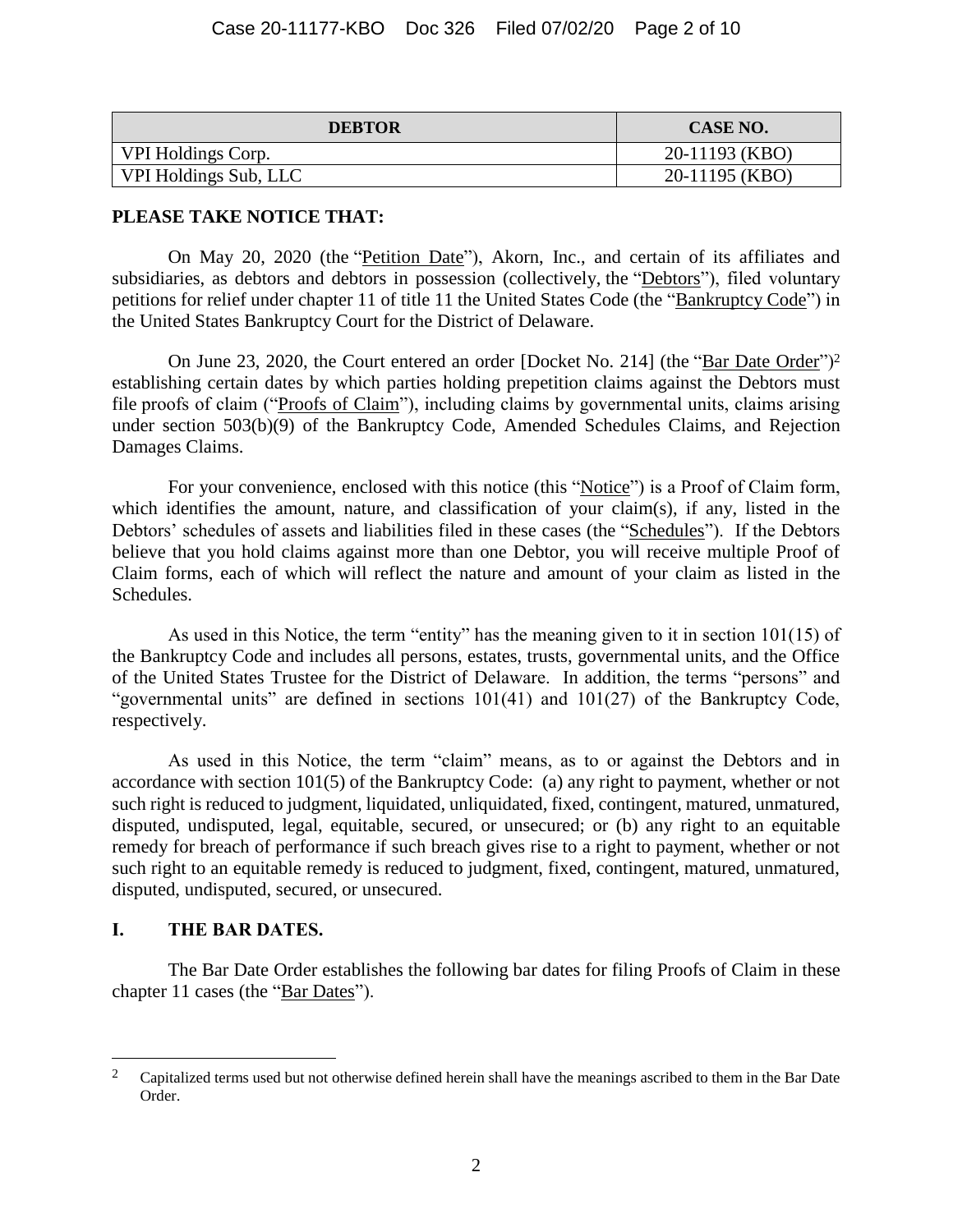| DEBTOR | CASE NO. |
| --- | --- |
| VPI Holdings Corp. | 20-11193 (KBO) |
| VPI Holdings Sub, LLC | 20-11195 (KBO) |

**PLEASE TAKE NOTICE THAT:**

On May 20, 2020 (the "Petition Date"), Akorn, Inc., and certain of its affiliates and subsidiaries, as debtors and debtors in possession (collectively, the "Debtors"), filed voluntary petitions for relief under chapter 11 of title 11 the United States Code (the "Bankruptcy Code") in the United States Bankruptcy Court for the District of Delaware.

On June 23, 2020, the Court entered an order [Docket No. 214] (the "Bar Date Order")[2] establishing certain dates by which parties holding prepetition claims against the Debtors must file proofs of claim ("Proofs of Claim"), including claims by governmental units, claims arising under section 503(b)(9) of the Bankruptcy Code, Amended Schedules Claims, and Rejection Damages Claims.

For your convenience, enclosed with this notice (this "Notice") is a Proof of Claim form, which identifies the amount, nature, and classification of your claim(s), if any, listed in the Debtors' schedules of assets and liabilities filed in these cases (the "Schedules"). If the Debtors believe that you hold claims against more than one Debtor, you will receive multiple Proof of Claim forms, each of which will reflect the nature and amount of your claim as listed in the Schedules.

As used in this Notice, the term "entity" has the meaning given to it in section 101(15) of the Bankruptcy Code and includes all persons, estates, trusts, governmental units, and the Office of the United States Trustee for the District of Delaware. In addition, the terms "persons" and "governmental units" are defined in sections 101(41) and 101(27) of the Bankruptcy Code, respectively.

As used in this Notice, the term "claim" means, as to or against the Debtors and in accordance with section 101(5) of the Bankruptcy Code: (a) any right to payment, whether or not such right is reduced to judgment, liquidated, unliquidated, fixed, contingent, matured, unmatured, disputed, undisputed, legal, equitable, secured, or unsecured; or (b) any right to an equitable remedy for breach of performance if such breach gives rise to a right to payment, whether or not such right to an equitable remedy is reduced to judgment, fixed, contingent, matured, unmatured, disputed, undisputed, secured, or unsecured.

## I. THE BAR DATES.

The Bar Date Order establishes the following bar dates for filing Proofs of Claim in these chapter 11 cases (the "Bar Dates").

[2] Capitalized terms used but not otherwise defined herein shall have the meanings ascribed to them in the Bar Date Order.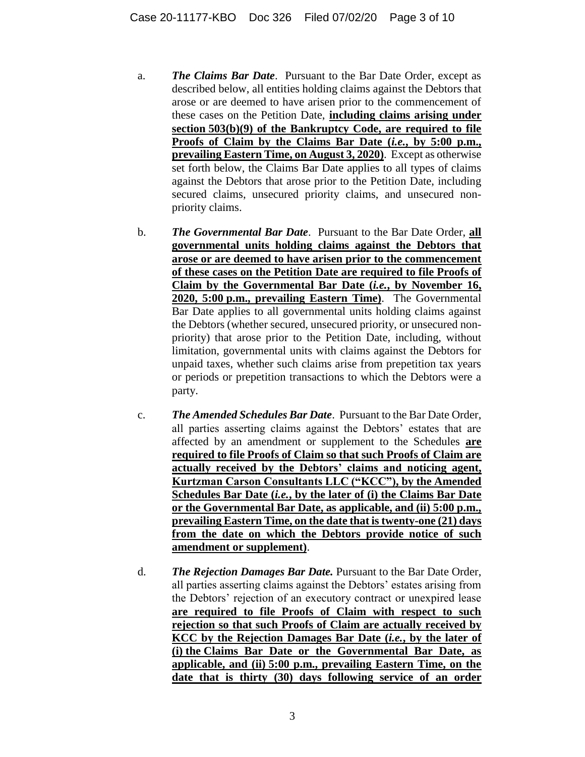a. ***The Claims Bar Date***. Pursuant to the Bar Date Order, except as described below, all entities holding claims against the Debtors that arose or are deemed to have arisen prior to the commencement of these cases on the Petition Date, <u>**including claims arising under section 503(b)(9) of the Bankruptcy Code, are required to file Proofs of Claim by the Claims Bar Date (*i.e.*, by 5:00 p.m., prevailing Eastern Time, on August 3, 2020)**</u>. Except as otherwise set forth below, the Claims Bar Date applies to all types of claims against the Debtors that arose prior to the Petition Date, including secured claims, unsecured priority claims, and unsecured non-priority claims.

b. ***The Governmental Bar Date***. Pursuant to the Bar Date Order, <u>**all governmental units holding claims against the Debtors that arose or are deemed to have arisen prior to the commencement of these cases on the Petition Date are required to file Proofs of Claim by the Governmental Bar Date (*i.e.*, by November 16, 2020, 5:00 p.m., prevailing Eastern Time)**</u>. The Governmental Bar Date applies to all governmental units holding claims against the Debtors (whether secured, unsecured priority, or unsecured non-priority) that arose prior to the Petition Date, including, without limitation, governmental units with claims against the Debtors for unpaid taxes, whether such claims arise from prepetition tax years or periods or prepetition transactions to which the Debtors were a party.

c. ***The Amended Schedules Bar Date***. Pursuant to the Bar Date Order, all parties asserting claims against the Debtors' estates that are affected by an amendment or supplement to the Schedules <u>**are required to file Proofs of Claim so that such Proofs of Claim are actually received by the Debtors' claims and noticing agent, Kurtzman Carson Consultants LLC ("KCC"), by the Amended Schedules Bar Date (*i.e.*, by the later of (i) the Claims Bar Date or the Governmental Bar Date, as applicable, and (ii) 5:00 p.m., prevailing Eastern Time, on the date that is twenty-one (21) days from the date on which the Debtors provide notice of such amendment or supplement)**</u>.

d. ***The Rejection Damages Bar Date.*** Pursuant to the Bar Date Order, all parties asserting claims against the Debtors' estates arising from the Debtors' rejection of an executory contract or unexpired lease <u>**are required to file Proofs of Claim with respect to such rejection so that such Proofs of Claim are actually received by KCC by the Rejection Damages Bar Date (*i.e.*, by the later of (i) the Claims Bar Date or the Governmental Bar Date, as applicable, and (ii) 5:00 p.m., prevailing Eastern Time, on the date that is thirty (30) days following service of an order**</u>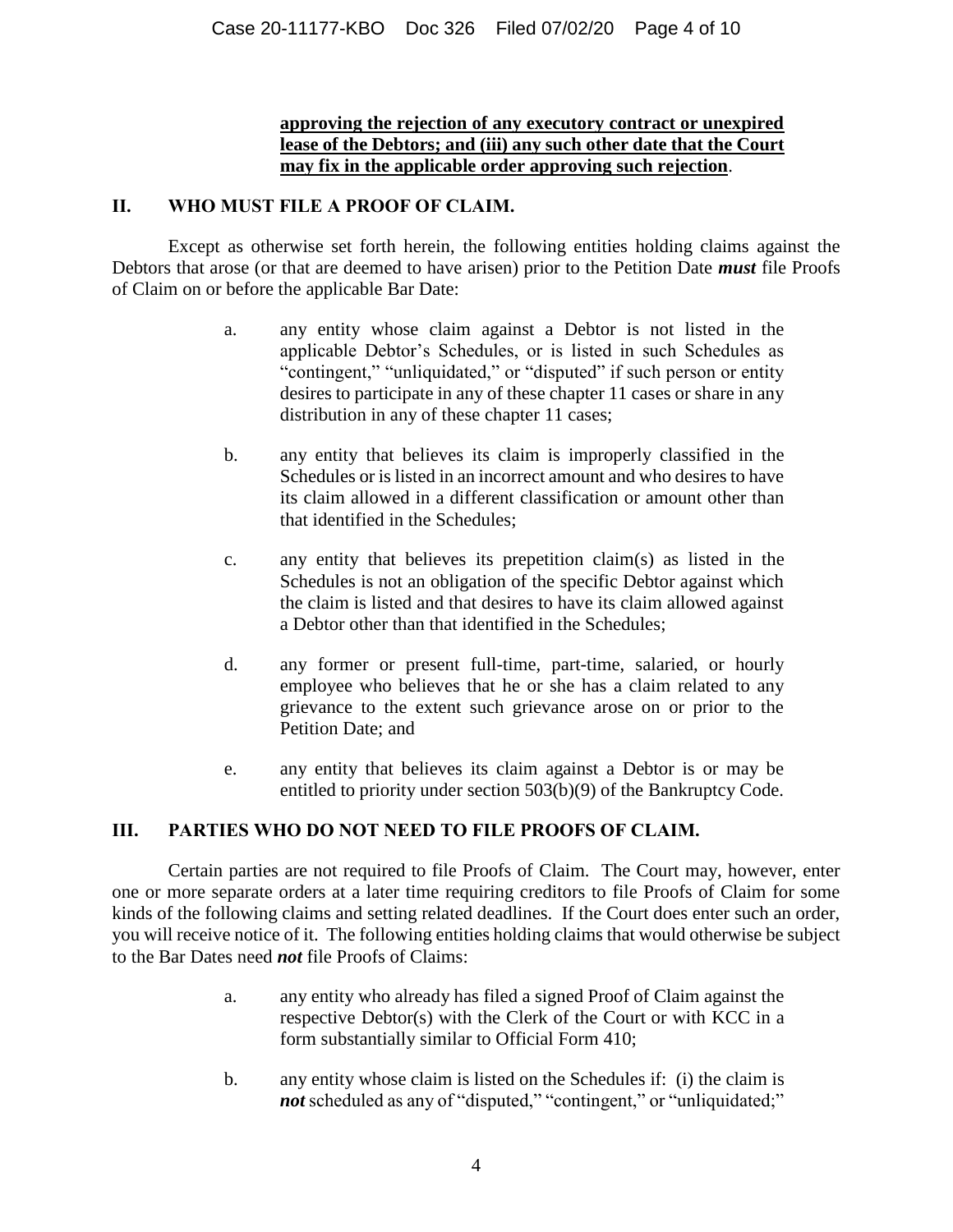**approving the rejection of any executory contract or unexpired lease of the Debtors; and (iii) any such other date that the Court may fix in the applicable order approving such rejection**.

## II. WHO MUST FILE A PROOF OF CLAIM.

Except as otherwise set forth herein, the following entities holding claims against the Debtors that arose (or that are deemed to have arisen) prior to the Petition Date ***must*** file Proofs of Claim on or before the applicable Bar Date:

a. any entity whose claim against a Debtor is not listed in the applicable Debtor's Schedules, or is listed in such Schedules as "contingent," "unliquidated," or "disputed" if such person or entity desires to participate in any of these chapter 11 cases or share in any distribution in any of these chapter 11 cases;

b. any entity that believes its claim is improperly classified in the Schedules or is listed in an incorrect amount and who desires to have its claim allowed in a different classification or amount other than that identified in the Schedules;

c. any entity that believes its prepetition claim(s) as listed in the Schedules is not an obligation of the specific Debtor against which the claim is listed and that desires to have its claim allowed against a Debtor other than that identified in the Schedules;

d. any former or present full-time, part-time, salaried, or hourly employee who believes that he or she has a claim related to any grievance to the extent such grievance arose on or prior to the Petition Date; and

e. any entity that believes its claim against a Debtor is or may be entitled to priority under section 503(b)(9) of the Bankruptcy Code.

## III. PARTIES WHO DO NOT NEED TO FILE PROOFS OF CLAIM.

Certain parties are not required to file Proofs of Claim. The Court may, however, enter one or more separate orders at a later time requiring creditors to file Proofs of Claim for some kinds of the following claims and setting related deadlines. If the Court does enter such an order, you will receive notice of it. The following entities holding claims that would otherwise be subject to the Bar Dates need ***not*** file Proofs of Claims:

a. any entity who already has filed a signed Proof of Claim against the respective Debtor(s) with the Clerk of the Court or with KCC in a form substantially similar to Official Form 410;

b. any entity whose claim is listed on the Schedules if: (i) the claim is ***not*** scheduled as any of "disputed," "contingent," or "unliquidated;"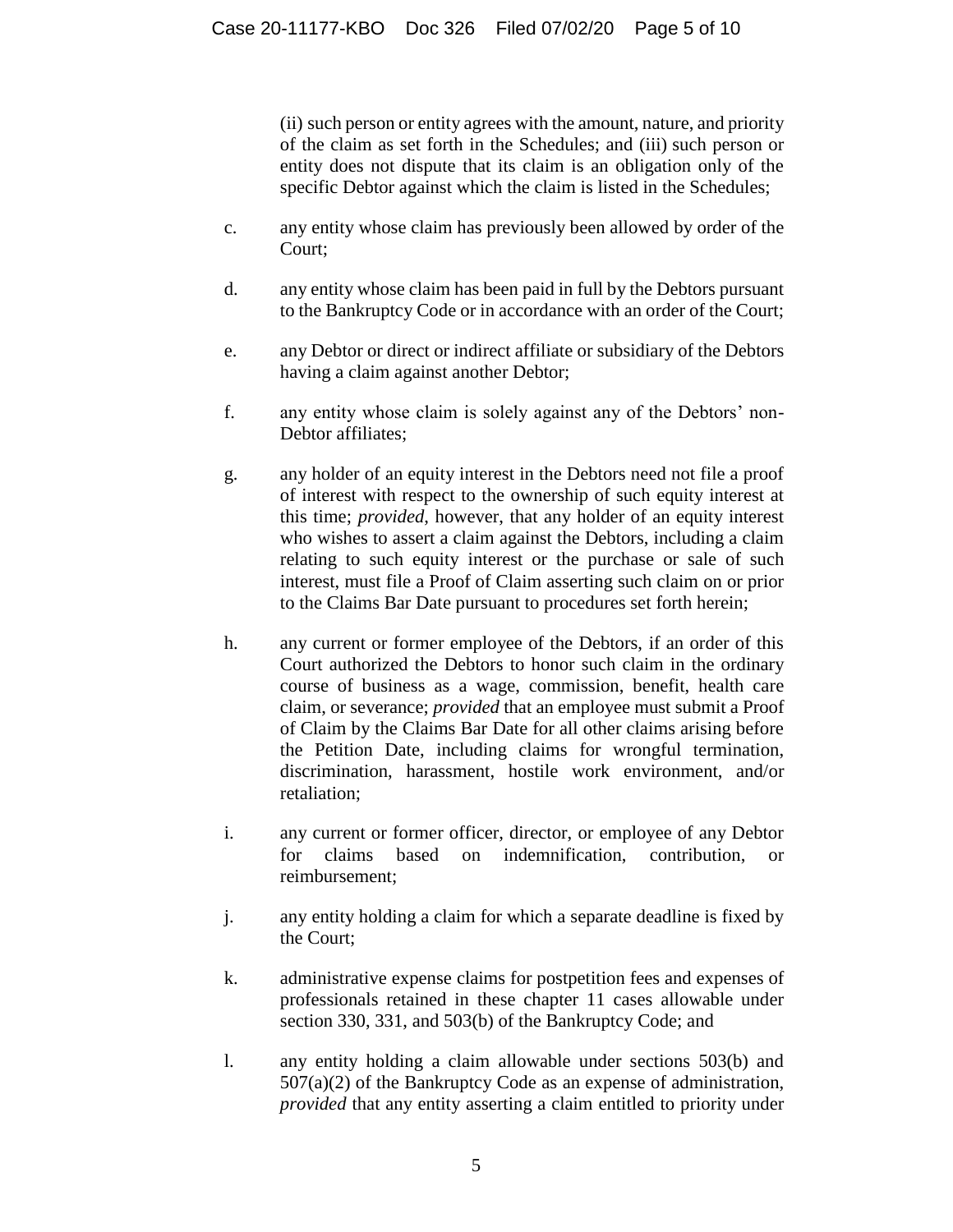(ii) such person or entity agrees with the amount, nature, and priority of the claim as set forth in the Schedules; and (iii) such person or entity does not dispute that its claim is an obligation only of the specific Debtor against which the claim is listed in the Schedules;

c. any entity whose claim has previously been allowed by order of the Court;

d. any entity whose claim has been paid in full by the Debtors pursuant to the Bankruptcy Code or in accordance with an order of the Court;

e. any Debtor or direct or indirect affiliate or subsidiary of the Debtors having a claim against another Debtor;

f. any entity whose claim is solely against any of the Debtors' non-Debtor affiliates;

g. any holder of an equity interest in the Debtors need not file a proof of interest with respect to the ownership of such equity interest at this time; *provided*, however, that any holder of an equity interest who wishes to assert a claim against the Debtors, including a claim relating to such equity interest or the purchase or sale of such interest, must file a Proof of Claim asserting such claim on or prior to the Claims Bar Date pursuant to procedures set forth herein;

h. any current or former employee of the Debtors, if an order of this Court authorized the Debtors to honor such claim in the ordinary course of business as a wage, commission, benefit, health care claim, or severance; *provided* that an employee must submit a Proof of Claim by the Claims Bar Date for all other claims arising before the Petition Date, including claims for wrongful termination, discrimination, harassment, hostile work environment, and/or retaliation;

i. any current or former officer, director, or employee of any Debtor for claims based on indemnification, contribution, or reimbursement;

j. any entity holding a claim for which a separate deadline is fixed by the Court;

k. administrative expense claims for postpetition fees and expenses of professionals retained in these chapter 11 cases allowable under section 330, 331, and 503(b) of the Bankruptcy Code; and

l. any entity holding a claim allowable under sections 503(b) and 507(a)(2) of the Bankruptcy Code as an expense of administration, *provided* that any entity asserting a claim entitled to priority under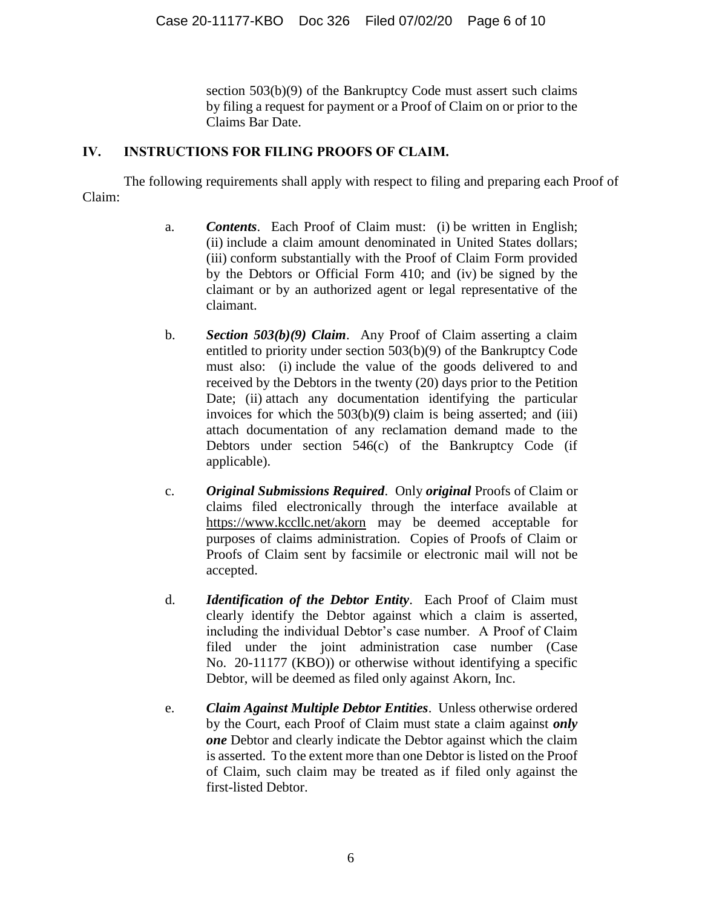section 503(b)(9) of the Bankruptcy Code must assert such claims by filing a request for payment or a Proof of Claim on or prior to the Claims Bar Date.

## IV. INSTRUCTIONS FOR FILING PROOFS OF CLAIM.

The following requirements shall apply with respect to filing and preparing each Proof of Claim:

a. ***Contents***. Each Proof of Claim must: (i) be written in English; (ii) include a claim amount denominated in United States dollars; (iii) conform substantially with the Proof of Claim Form provided by the Debtors or Official Form 410; and (iv) be signed by the claimant or by an authorized agent or legal representative of the claimant.

b. ***Section 503(b)(9) Claim***. Any Proof of Claim asserting a claim entitled to priority under section 503(b)(9) of the Bankruptcy Code must also: (i) include the value of the goods delivered to and received by the Debtors in the twenty (20) days prior to the Petition Date; (ii) attach any documentation identifying the particular invoices for which the 503(b)(9) claim is being asserted; and (iii) attach documentation of any reclamation demand made to the Debtors under section 546(c) of the Bankruptcy Code (if applicable).

c. ***Original Submissions Required***. Only ***original*** Proofs of Claim or claims filed electronically through the interface available at https://www.kccllc.net/akorn may be deemed acceptable for purposes of claims administration. Copies of Proofs of Claim or Proofs of Claim sent by facsimile or electronic mail will not be accepted.

d. ***Identification of the Debtor Entity***. Each Proof of Claim must clearly identify the Debtor against which a claim is asserted, including the individual Debtor's case number. A Proof of Claim filed under the joint administration case number (Case No. 20-11177 (KBO)) or otherwise without identifying a specific Debtor, will be deemed as filed only against Akorn, Inc.

e. ***Claim Against Multiple Debtor Entities***. Unless otherwise ordered by the Court, each Proof of Claim must state a claim against ***only one*** Debtor and clearly indicate the Debtor against which the claim is asserted. To the extent more than one Debtor is listed on the Proof of Claim, such claim may be treated as if filed only against the first-listed Debtor.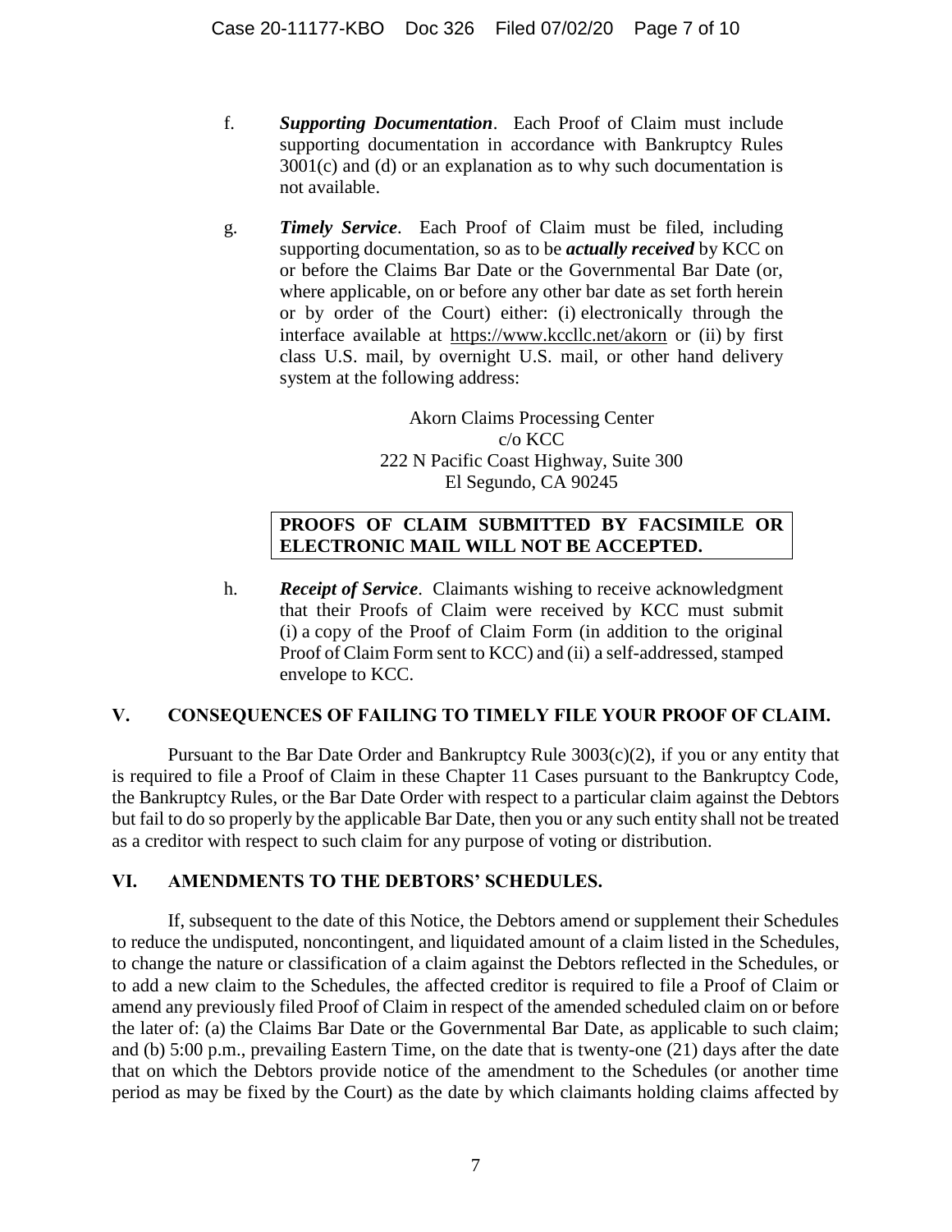f. ***Supporting Documentation***. Each Proof of Claim must include supporting documentation in accordance with Bankruptcy Rules 3001(c) and (d) or an explanation as to why such documentation is not available.

g. ***Timely Service***. Each Proof of Claim must be filed, including supporting documentation, so as to be ***actually received*** by KCC on or before the Claims Bar Date or the Governmental Bar Date (or, where applicable, on or before any other bar date as set forth herein or by order of the Court) either: (i) electronically through the interface available at https://www.kccllc.net/akorn or (ii) by first class U.S. mail, by overnight U.S. mail, or other hand delivery system at the following address:

Akorn Claims Processing Center
c/o KCC
222 N Pacific Coast Highway, Suite 300
El Segundo, CA 90245

**PROOFS OF CLAIM SUBMITTED BY FACSIMILE OR ELECTRONIC MAIL WILL NOT BE ACCEPTED.**

h. ***Receipt of Service***. Claimants wishing to receive acknowledgment that their Proofs of Claim were received by KCC must submit (i) a copy of the Proof of Claim Form (in addition to the original Proof of Claim Form sent to KCC) and (ii) a self-addressed, stamped envelope to KCC.

## V. CONSEQUENCES OF FAILING TO TIMELY FILE YOUR PROOF OF CLAIM.

Pursuant to the Bar Date Order and Bankruptcy Rule 3003(c)(2), if you or any entity that is required to file a Proof of Claim in these Chapter 11 Cases pursuant to the Bankruptcy Code, the Bankruptcy Rules, or the Bar Date Order with respect to a particular claim against the Debtors but fail to do so properly by the applicable Bar Date, then you or any such entity shall not be treated as a creditor with respect to such claim for any purpose of voting or distribution.

## VI. AMENDMENTS TO THE DEBTORS' SCHEDULES.

If, subsequent to the date of this Notice, the Debtors amend or supplement their Schedules to reduce the undisputed, noncontingent, and liquidated amount of a claim listed in the Schedules, to change the nature or classification of a claim against the Debtors reflected in the Schedules, or to add a new claim to the Schedules, the affected creditor is required to file a Proof of Claim or amend any previously filed Proof of Claim in respect of the amended scheduled claim on or before the later of: (a) the Claims Bar Date or the Governmental Bar Date, as applicable to such claim; and (b) 5:00 p.m., prevailing Eastern Time, on the date that is twenty-one (21) days after the date that on which the Debtors provide notice of the amendment to the Schedules (or another time period as may be fixed by the Court) as the date by which claimants holding claims affected by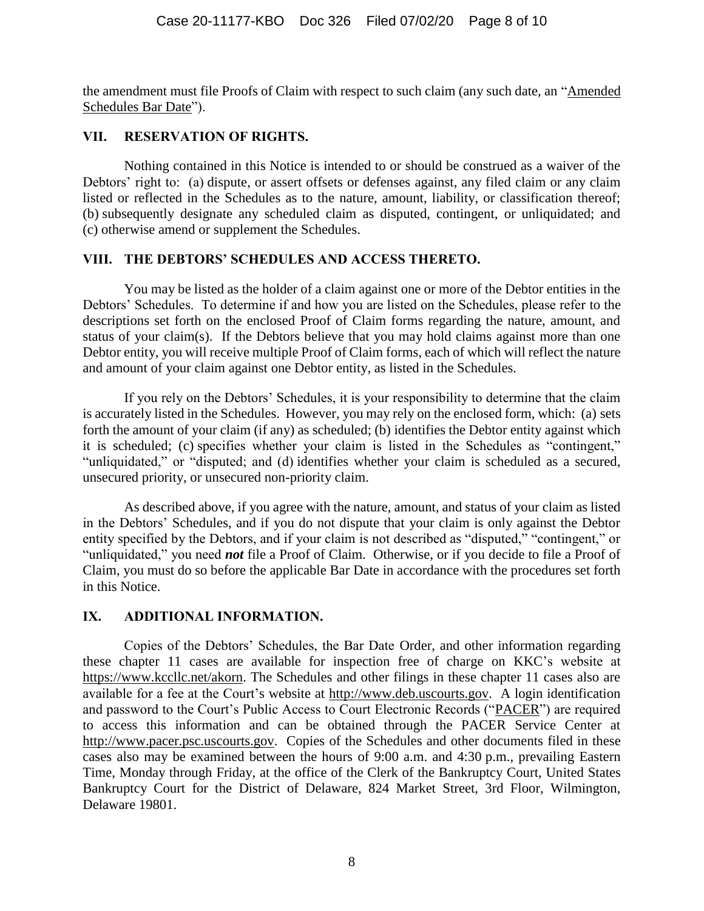the amendment must file Proofs of Claim with respect to such claim (any such date, an "Amended Schedules Bar Date").

## VII. RESERVATION OF RIGHTS.

Nothing contained in this Notice is intended to or should be construed as a waiver of the Debtors' right to: (a) dispute, or assert offsets or defenses against, any filed claim or any claim listed or reflected in the Schedules as to the nature, amount, liability, or classification thereof; (b) subsequently designate any scheduled claim as disputed, contingent, or unliquidated; and (c) otherwise amend or supplement the Schedules.

## VIII. THE DEBTORS' SCHEDULES AND ACCESS THERETO.

You may be listed as the holder of a claim against one or more of the Debtor entities in the Debtors' Schedules. To determine if and how you are listed on the Schedules, please refer to the descriptions set forth on the enclosed Proof of Claim forms regarding the nature, amount, and status of your claim(s). If the Debtors believe that you may hold claims against more than one Debtor entity, you will receive multiple Proof of Claim forms, each of which will reflect the nature and amount of your claim against one Debtor entity, as listed in the Schedules.

If you rely on the Debtors' Schedules, it is your responsibility to determine that the claim is accurately listed in the Schedules. However, you may rely on the enclosed form, which: (a) sets forth the amount of your claim (if any) as scheduled; (b) identifies the Debtor entity against which it is scheduled; (c) specifies whether your claim is listed in the Schedules as "contingent," "unliquidated," or "disputed; and (d) identifies whether your claim is scheduled as a secured, unsecured priority, or unsecured non-priority claim.

As described above, if you agree with the nature, amount, and status of your claim as listed in the Debtors' Schedules, and if you do not dispute that your claim is only against the Debtor entity specified by the Debtors, and if your claim is not described as "disputed," "contingent," or "unliquidated," you need ***not*** file a Proof of Claim. Otherwise, or if you decide to file a Proof of Claim, you must do so before the applicable Bar Date in accordance with the procedures set forth in this Notice.

## IX. ADDITIONAL INFORMATION.

Copies of the Debtors' Schedules, the Bar Date Order, and other information regarding these chapter 11 cases are available for inspection free of charge on KKC's website at https://www.kccllc.net/akorn. The Schedules and other filings in these chapter 11 cases also are available for a fee at the Court's website at http://www.deb.uscourts.gov. A login identification and password to the Court's Public Access to Court Electronic Records ("PACER") are required to access this information and can be obtained through the PACER Service Center at http://www.pacer.psc.uscourts.gov. Copies of the Schedules and other documents filed in these cases also may be examined between the hours of 9:00 a.m. and 4:30 p.m., prevailing Eastern Time, Monday through Friday, at the office of the Clerk of the Bankruptcy Court, United States Bankruptcy Court for the District of Delaware, 824 Market Street, 3rd Floor, Wilmington, Delaware 19801.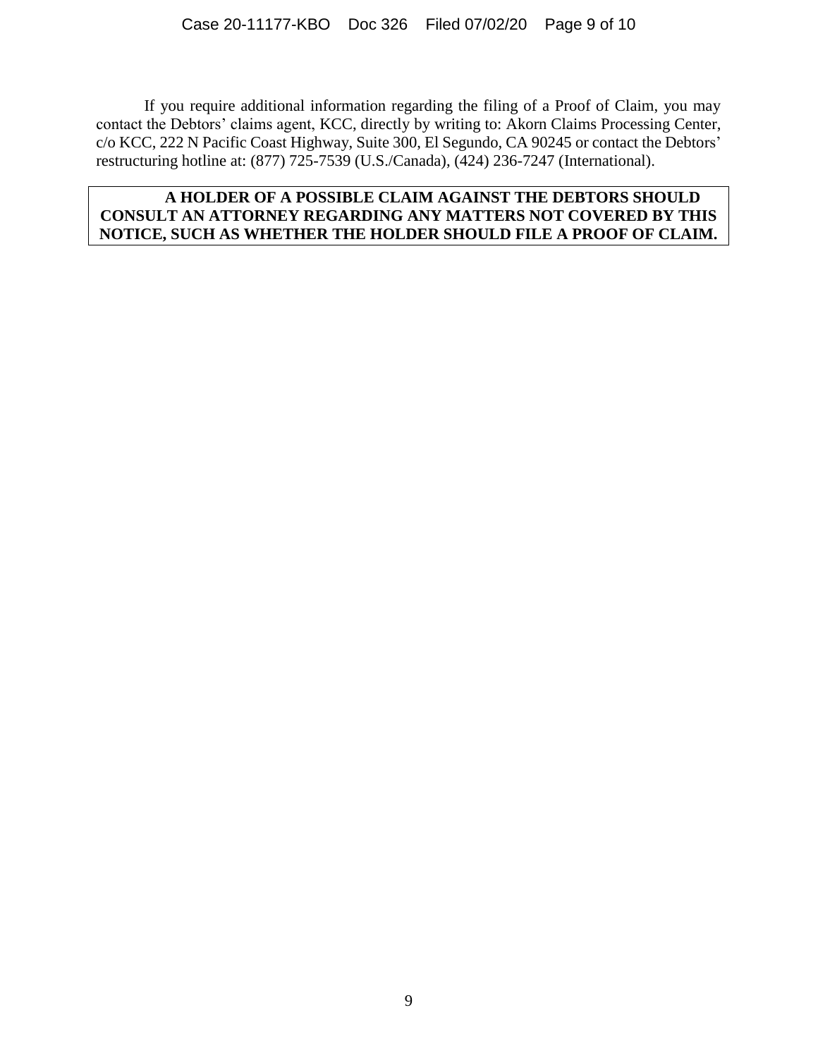If you require additional information regarding the filing of a Proof of Claim, you may contact the Debtors' claims agent, KCC, directly by writing to: Akorn Claims Processing Center, c/o KCC, 222 N Pacific Coast Highway, Suite 300, El Segundo, CA 90245 or contact the Debtors' restructuring hotline at: (877) 725-7539 (U.S./Canada), (424) 236-7247 (International).

**A HOLDER OF A POSSIBLE CLAIM AGAINST THE DEBTORS SHOULD CONSULT AN ATTORNEY REGARDING ANY MATTERS NOT COVERED BY THIS NOTICE, SUCH AS WHETHER THE HOLDER SHOULD FILE A PROOF OF CLAIM.**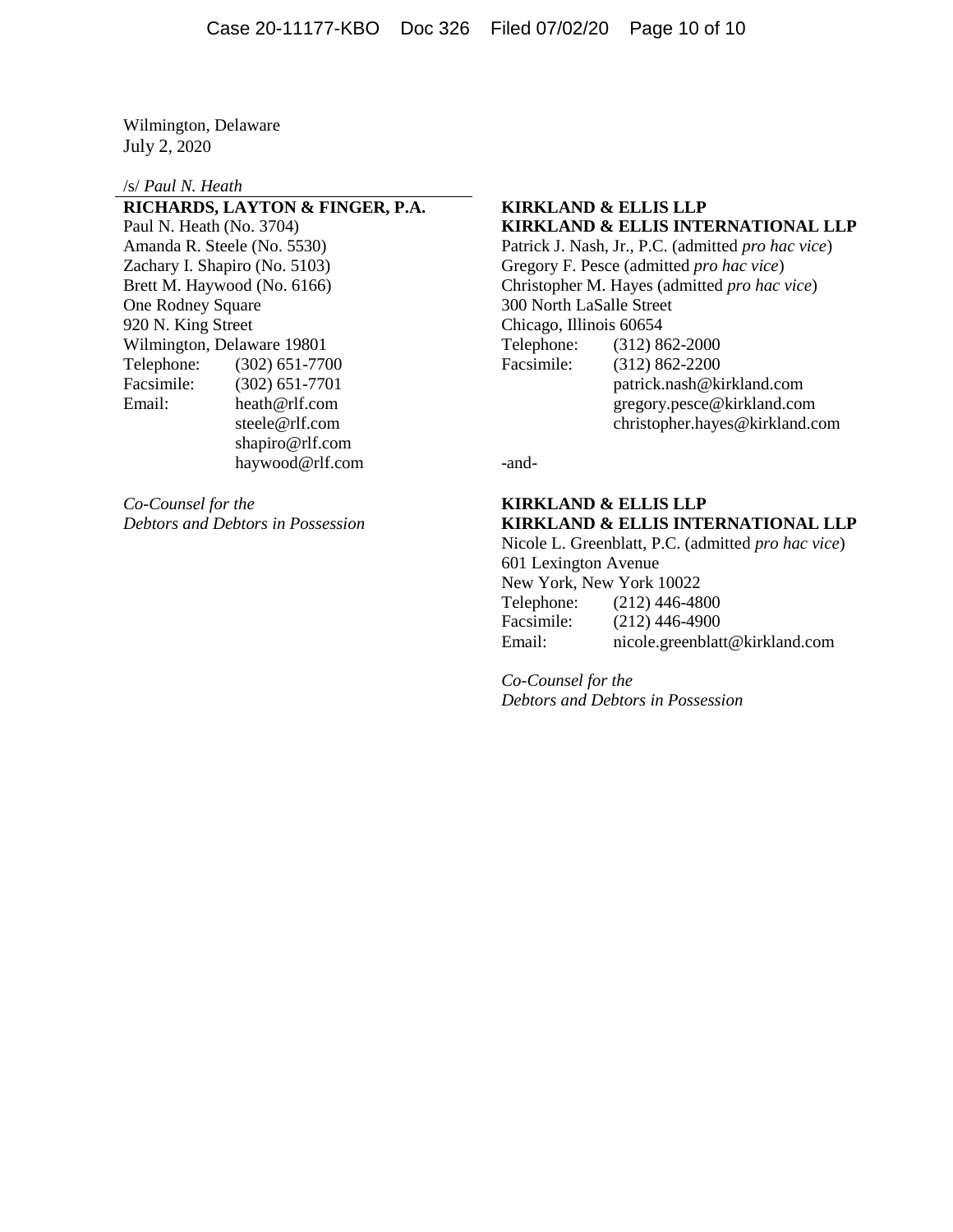Wilmington, Delaware
July 2, 2020

/s/ *Paul N. Heath*

**RICHARDS, LAYTON & FINGER, P.A.**
Paul N. Heath (No. 3704)
Amanda R. Steele (No. 5530)
Zachary I. Shapiro (No. 5103)
Brett M. Haywood (No. 6166)
One Rodney Square
920 N. King Street
Wilmington, Delaware 19801
Telephone: (302) 651-7700
Facsimile: (302) 651-7701
Email: heath@rlf.com
steele@rlf.com
shapiro@rlf.com
haywood@rlf.com

*Co-Counsel for the*
*Debtors and Debtors in Possession*

**KIRKLAND & ELLIS LLP**
**KIRKLAND & ELLIS INTERNATIONAL LLP**
Patrick J. Nash, Jr., P.C. (admitted *pro hac vice*)
Gregory F. Pesce (admitted *pro hac vice*)
Christopher M. Hayes (admitted *pro hac vice*)
300 North LaSalle Street
Chicago, Illinois 60654
Telephone: (312) 862-2000
Facsimile: (312) 862-2200
patrick.nash@kirkland.com
gregory.pesce@kirkland.com
christopher.hayes@kirkland.com

-and-

**KIRKLAND & ELLIS LLP**
**KIRKLAND & ELLIS INTERNATIONAL LLP**
Nicole L. Greenblatt, P.C. (admitted *pro hac vice*)
601 Lexington Avenue
New York, New York 10022
Telephone: (212) 446-4800
Facsimile: (212) 446-4900
Email: nicole.greenblatt@kirkland.com

*Co-Counsel for the*
*Debtors and Debtors in Possession*